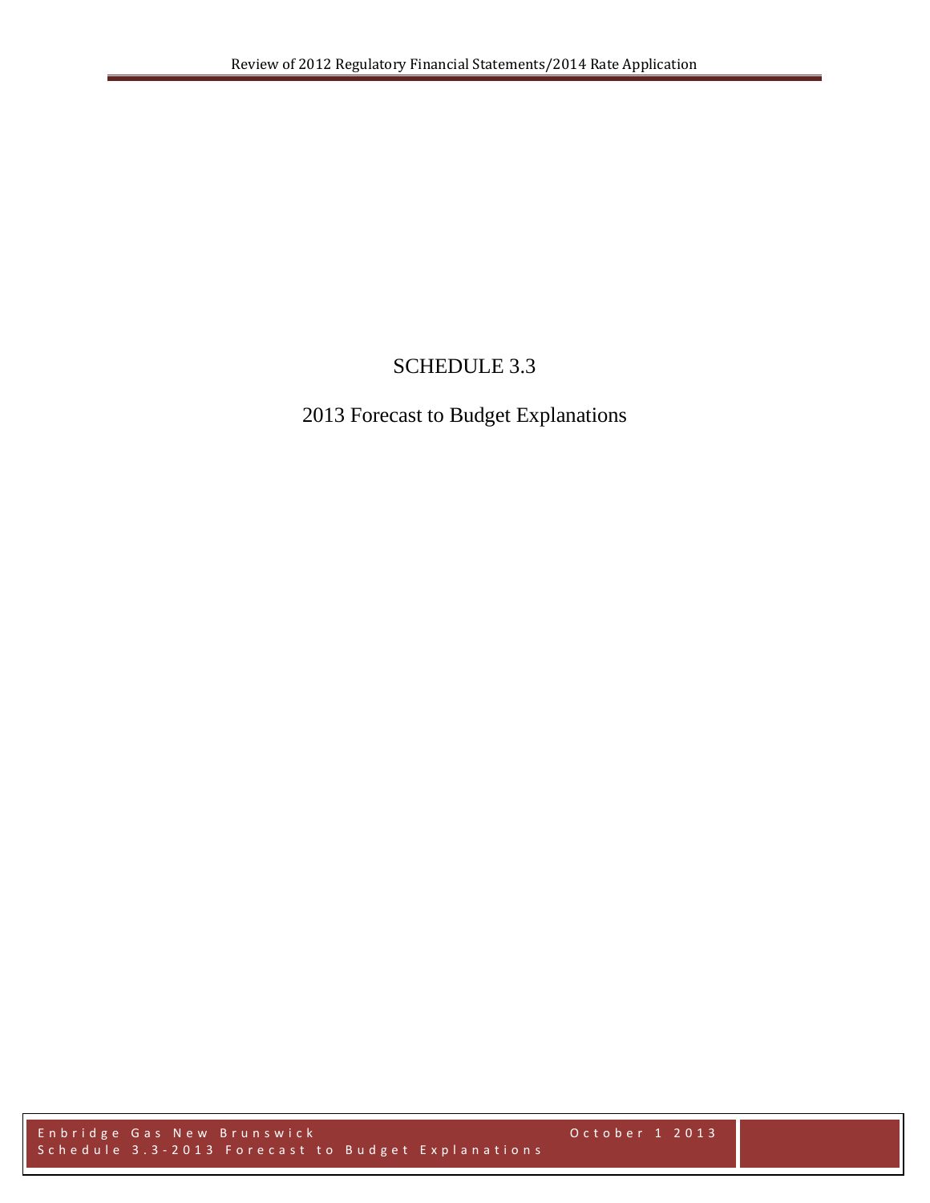# SCHEDULE 3.3

## 2013 Forecast to Budget Explanations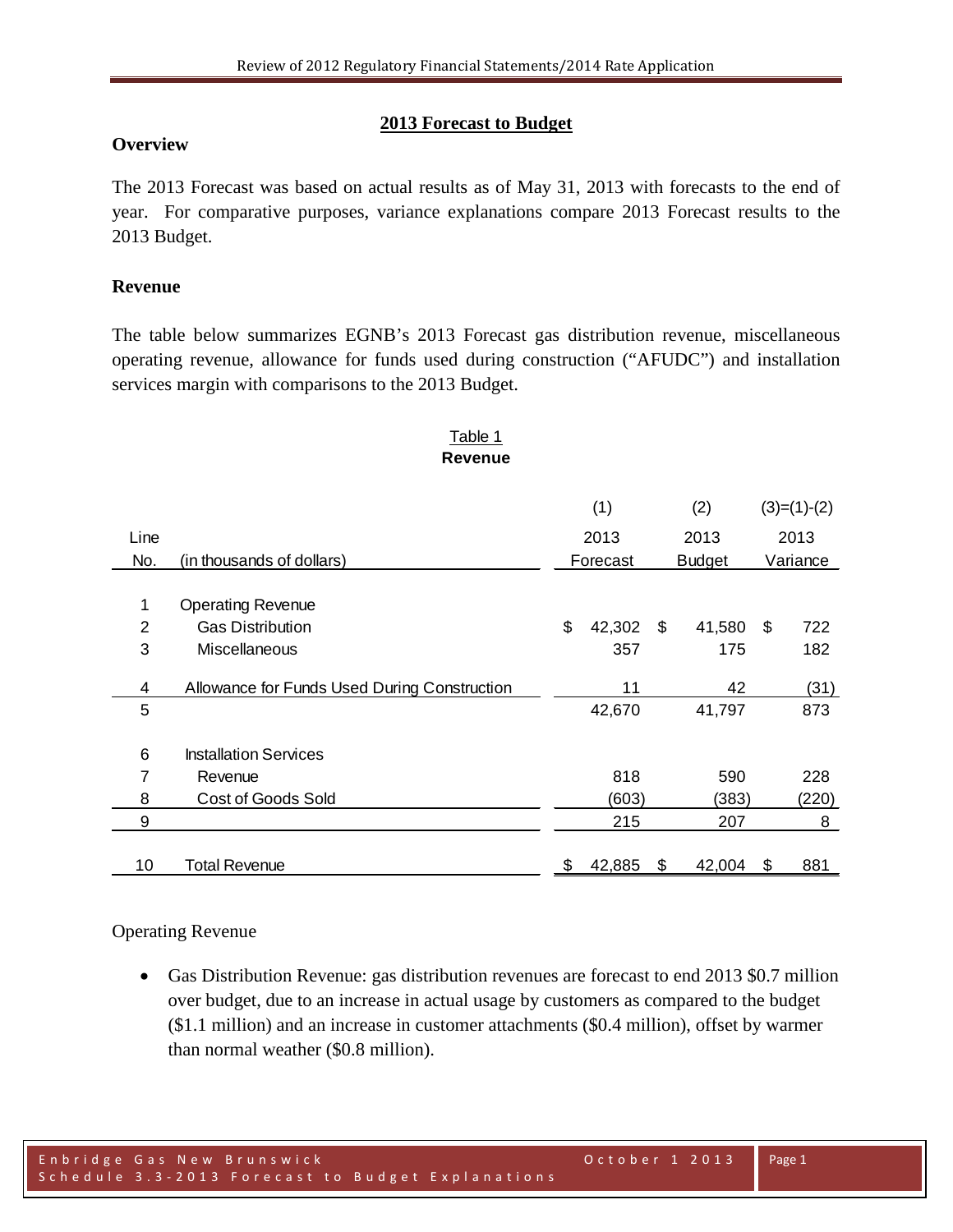## 2013 Forecast to Budget

**Overview**

The 2013 Forecast was based on actual results as of May 31, 2013 with forecasts to the end of year. For comparative purposes, variance explanations compare 2013 Forecast results to the 2013 Budget.

**Revenue**

The table below summarizes EGNB's 2013 Forecast gas distribution revenue, miscellaneous operating revenue, allowance for funds used during construction ("AFUDC") and installation services margin with comparisons to the 2013 Budget.

Table 1
**Revenue**

| Line No. | (in thousands of dollars) | (1) 2013 Forecast | (2) 2013 Budget | (3)=(1)-(2) 2013 Variance |
|---|---|---|---|---|
| 1 | Operating Revenue | | | |
| 2 | Gas Distribution | $ 42,302 | $ 41,580 | $ 722 |
| 3 | Miscellaneous | 357 | 175 | 182 |
| 4 | Allowance for Funds Used During Construction | 11 | 42 | (31) |
| 5 | | 42,670 | 41,797 | 873 |
| 6 | Installation Services | | | |
| 7 | Revenue | 818 | 590 | 228 |
| 8 | Cost of Goods Sold | (603) | (383) | (220) |
| 9 | | 215 | 207 | 8 |
| 10 | Total Revenue | $ 42,885 | $ 42,004 | $ 881 |

Operating Revenue

- Gas Distribution Revenue: gas distribution revenues are forecast to end 2013 $0.7 million over budget, due to an increase in actual usage by customers as compared to the budget ($1.1 million) and an increase in customer attachments ($0.4 million), offset by warmer than normal weather ($0.8 million).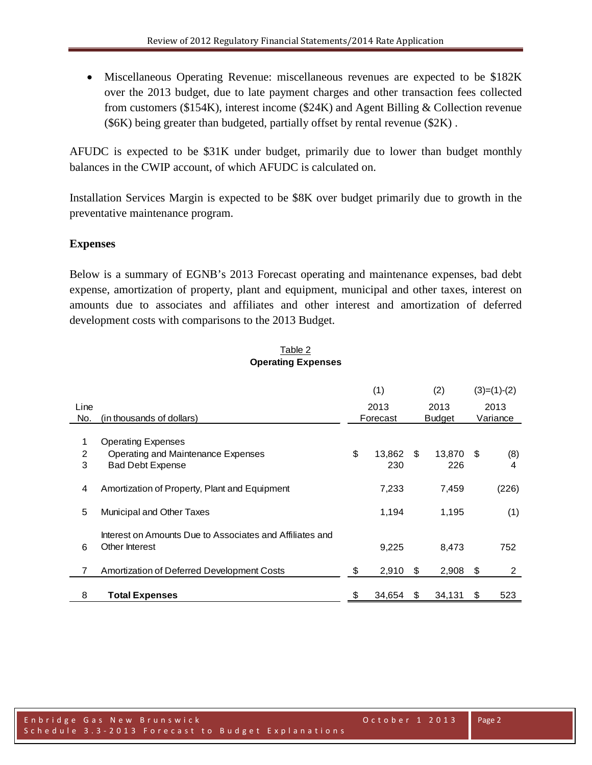- Miscellaneous Operating Revenue: miscellaneous revenues are expected to be $182K over the 2013 budget, due to late payment charges and other transaction fees collected from customers ($154K), interest income ($24K) and Agent Billing & Collection revenue ($6K) being greater than budgeted, partially offset by rental revenue ($2K) .

AFUDC is expected to be $31K under budget, primarily due to lower than budget monthly balances in the CWIP account, of which AFUDC is calculated on.

Installation Services Margin is expected to be $8K over budget primarily due to growth in the preventative maintenance program.

**Expenses**

Below is a summary of EGNB's 2013 Forecast operating and maintenance expenses, bad debt expense, amortization of property, plant and equipment, municipal and other taxes, interest on amounts due to associates and affiliates and other interest and amortization of deferred development costs with comparisons to the 2013 Budget.

Table 2
**Operating Expenses**

| Line No. | (in thousands of dollars) | (1) 2013 Forecast | (2) 2013 Budget | (3)=(1)-(2) 2013 Variance |
|---|---|---|---|---|
| 1 | Operating Expenses | | | |
| 2 | Operating and Maintenance Expenses | $ 13,862 | $ 13,870 | $ (8) |
| 3 | Bad Debt Expense | 230 | 226 | 4 |
| 4 | Amortization of Property, Plant and Equipment | 7,233 | 7,459 | (226) |
| 5 | Municipal and Other Taxes | 1,194 | 1,195 | (1) |
| 6 | Interest on Amounts Due to Associates and Affiliates and Other Interest | 9,225 | 8,473 | 752 |
| 7 | Amortization of Deferred Development Costs | $ 2,910 | $ 2,908 | $ 2 |
| 8 | **Total Expenses** | $ 34,654 | $ 34,131 | $ 523 |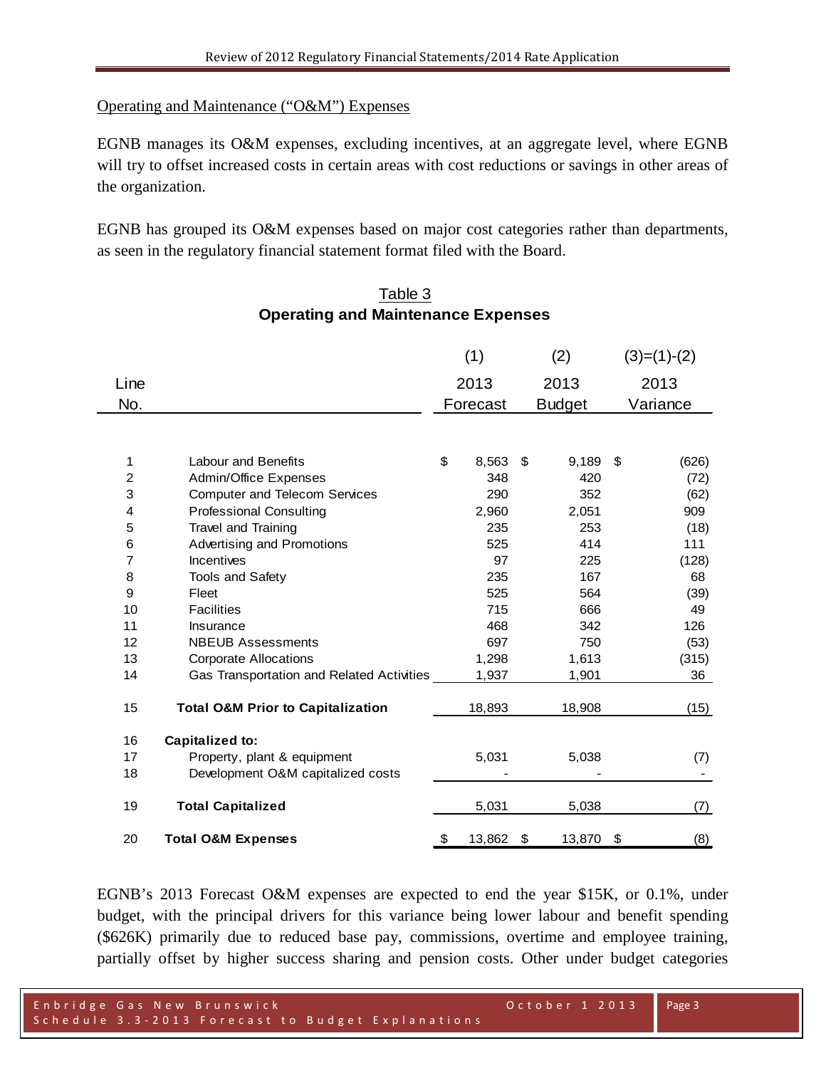Operating and Maintenance ("O&M") Expenses

EGNB manages its O&M expenses, excluding incentives, at an aggregate level, where EGNB will try to offset increased costs in certain areas with cost reductions or savings in other areas of the organization.

EGNB has grouped its O&M expenses based on major cost categories rather than departments, as seen in the regulatory financial statement format filed with the Board.

Table 3
**Operating and Maintenance Expenses**

| Line No. | | (1) 2013 Forecast | (2) 2013 Budget | (3)=(1)-(2) 2013 Variance |
|---|---|---|---|---|
| 1 | Labour and Benefits | $ 8,563 | $ 9,189 | $ (626) |
| 2 | Admin/Office Expenses | 348 | 420 | (72) |
| 3 | Computer and Telecom Services | 290 | 352 | (62) |
| 4 | Professional Consulting | 2,960 | 2,051 | 909 |
| 5 | Travel and Training | 235 | 253 | (18) |
| 6 | Advertising and Promotions | 525 | 414 | 111 |
| 7 | Incentives | 97 | 225 | (128) |
| 8 | Tools and Safety | 235 | 167 | 68 |
| 9 | Fleet | 525 | 564 | (39) |
| 10 | Facilities | 715 | 666 | 49 |
| 11 | Insurance | 468 | 342 | 126 |
| 12 | NBEUB Assessments | 697 | 750 | (53) |
| 13 | Corporate Allocations | 1,298 | 1,613 | (315) |
| 14 | Gas Transportation and Related Activities | 1,937 | 1,901 | 36 |
| 15 | **Total O&M Prior to Capitalization** | 18,893 | 18,908 | (15) |
| 16 | **Capitalized to:** | | | |
| 17 | Property, plant & equipment | 5,031 | 5,038 | (7) |
| 18 | Development O&M capitalized costs | - | - | - |
| 19 | **Total Capitalized** | 5,031 | 5,038 | (7) |
| 20 | **Total O&M Expenses** | $ 13,862 | $ 13,870 | $ (8) |

EGNB's 2013 Forecast O&M expenses are expected to end the year $15K, or 0.1%, under budget, with the principal drivers for this variance being lower labour and benefit spending ($626K) primarily due to reduced base pay, commissions, overtime and employee training, partially offset by higher success sharing and pension costs. Other under budget categories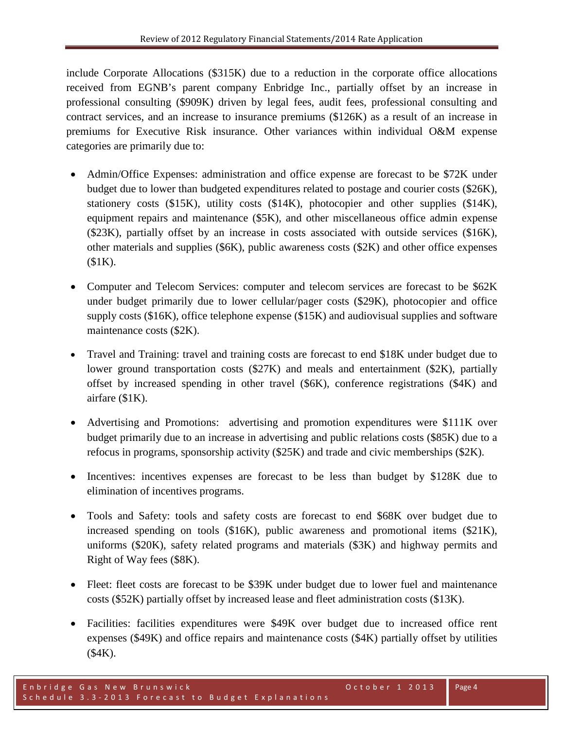include Corporate Allocations ($315K) due to a reduction in the corporate office allocations received from EGNB's parent company Enbridge Inc., partially offset by an increase in professional consulting ($909K) driven by legal fees, audit fees, professional consulting and contract services, and an increase to insurance premiums ($126K) as a result of an increase in premiums for Executive Risk insurance. Other variances within individual O&M expense categories are primarily due to:

- Admin/Office Expenses: administration and office expense are forecast to be $72K under budget due to lower than budgeted expenditures related to postage and courier costs ($26K), stationery costs ($15K), utility costs ($14K), photocopier and other supplies ($14K), equipment repairs and maintenance ($5K), and other miscellaneous office admin expense ($23K), partially offset by an increase in costs associated with outside services ($16K), other materials and supplies ($6K), public awareness costs ($2K) and other office expenses ($1K).

- Computer and Telecom Services: computer and telecom services are forecast to be $62K under budget primarily due to lower cellular/pager costs ($29K), photocopier and office supply costs ($16K), office telephone expense ($15K) and audiovisual supplies and software maintenance costs ($2K).

- Travel and Training: travel and training costs are forecast to end $18K under budget due to lower ground transportation costs ($27K) and meals and entertainment ($2K), partially offset by increased spending in other travel ($6K), conference registrations ($4K) and airfare ($1K).

- Advertising and Promotions: advertising and promotion expenditures were $111K over budget primarily due to an increase in advertising and public relations costs ($85K) due to a refocus in programs, sponsorship activity ($25K) and trade and civic memberships ($2K).

- Incentives: incentives expenses are forecast to be less than budget by $128K due to elimination of incentives programs.

- Tools and Safety: tools and safety costs are forecast to end $68K over budget due to increased spending on tools ($16K), public awareness and promotional items ($21K), uniforms ($20K), safety related programs and materials ($3K) and highway permits and Right of Way fees ($8K).

- Fleet: fleet costs are forecast to be $39K under budget due to lower fuel and maintenance costs ($52K) partially offset by increased lease and fleet administration costs ($13K).

- Facilities: facilities expenditures were $49K over budget due to increased office rent expenses ($49K) and office repairs and maintenance costs ($4K) partially offset by utilities ($4K).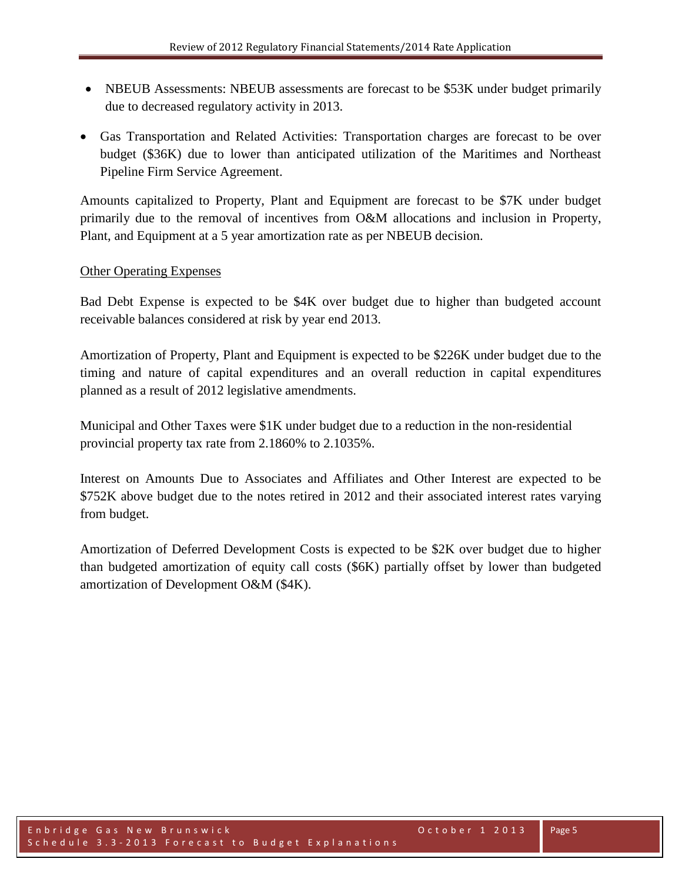- NBEUB Assessments: NBEUB assessments are forecast to be $53K under budget primarily due to decreased regulatory activity in 2013.
- Gas Transportation and Related Activities: Transportation charges are forecast to be over budget ($36K) due to lower than anticipated utilization of the Maritimes and Northeast Pipeline Firm Service Agreement.

Amounts capitalized to Property, Plant and Equipment are forecast to be $7K under budget primarily due to the removal of incentives from O&M allocations and inclusion in Property, Plant, and Equipment at a 5 year amortization rate as per NBEUB decision.

## Other Operating Expenses

Bad Debt Expense is expected to be $4K over budget due to higher than budgeted account receivable balances considered at risk by year end 2013.

Amortization of Property, Plant and Equipment is expected to be $226K under budget due to the timing and nature of capital expenditures and an overall reduction in capital expenditures planned as a result of 2012 legislative amendments.

Municipal and Other Taxes were $1K under budget due to a reduction in the non-residential provincial property tax rate from 2.1860% to 2.1035%.

Interest on Amounts Due to Associates and Affiliates and Other Interest are expected to be $752K above budget due to the notes retired in 2012 and their associated interest rates varying from budget.

Amortization of Deferred Development Costs is expected to be $2K over budget due to higher than budgeted amortization of equity call costs ($6K) partially offset by lower than budgeted amortization of Development O&M ($4K).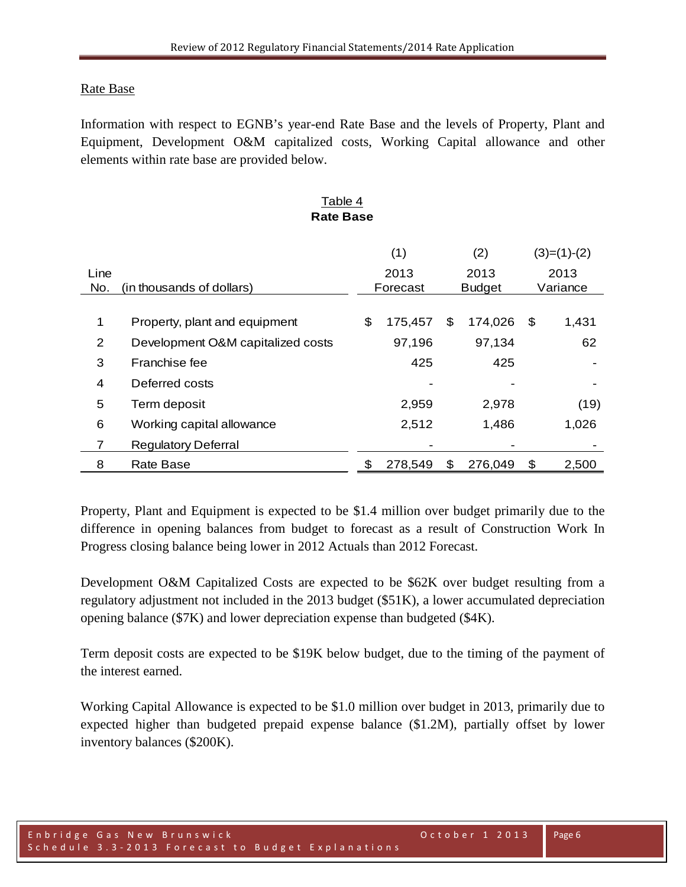Rate Base

Information with respect to EGNB's year-end Rate Base and the levels of Property, Plant and Equipment, Development O&M capitalized costs, Working Capital allowance and other elements within rate base are provided below.

Table 4
**Rate Base**

| Line No. | (in thousands of dollars) | (1) 2013 Forecast | (2) 2013 Budget | (3)=(1)-(2) 2013 Variance |
|---|---|---|---|---|
| 1 | Property, plant and equipment | $ 175,457 | $ 174,026 | $ 1,431 |
| 2 | Development O&M capitalized costs | 97,196 | 97,134 | 62 |
| 3 | Franchise fee | 425 | 425 | - |
| 4 | Deferred costs | - | - | - |
| 5 | Term deposit | 2,959 | 2,978 | (19) |
| 6 | Working capital allowance | 2,512 | 1,486 | 1,026 |
| 7 | Regulatory Deferral | - | - | - |
| 8 | Rate Base | $ 278,549 | $ 276,049 | $ 2,500 |

Property, Plant and Equipment is expected to be $1.4 million over budget primarily due to the difference in opening balances from budget to forecast as a result of Construction Work In Progress closing balance being lower in 2012 Actuals than 2012 Forecast.

Development O&M Capitalized Costs are expected to be $62K over budget resulting from a regulatory adjustment not included in the 2013 budget ($51K), a lower accumulated depreciation opening balance ($7K) and lower depreciation expense than budgeted ($4K).

Term deposit costs are expected to be $19K below budget, due to the timing of the payment of the interest earned.

Working Capital Allowance is expected to be $1.0 million over budget in 2013, primarily due to expected higher than budgeted prepaid expense balance ($1.2M), partially offset by lower inventory balances ($200K).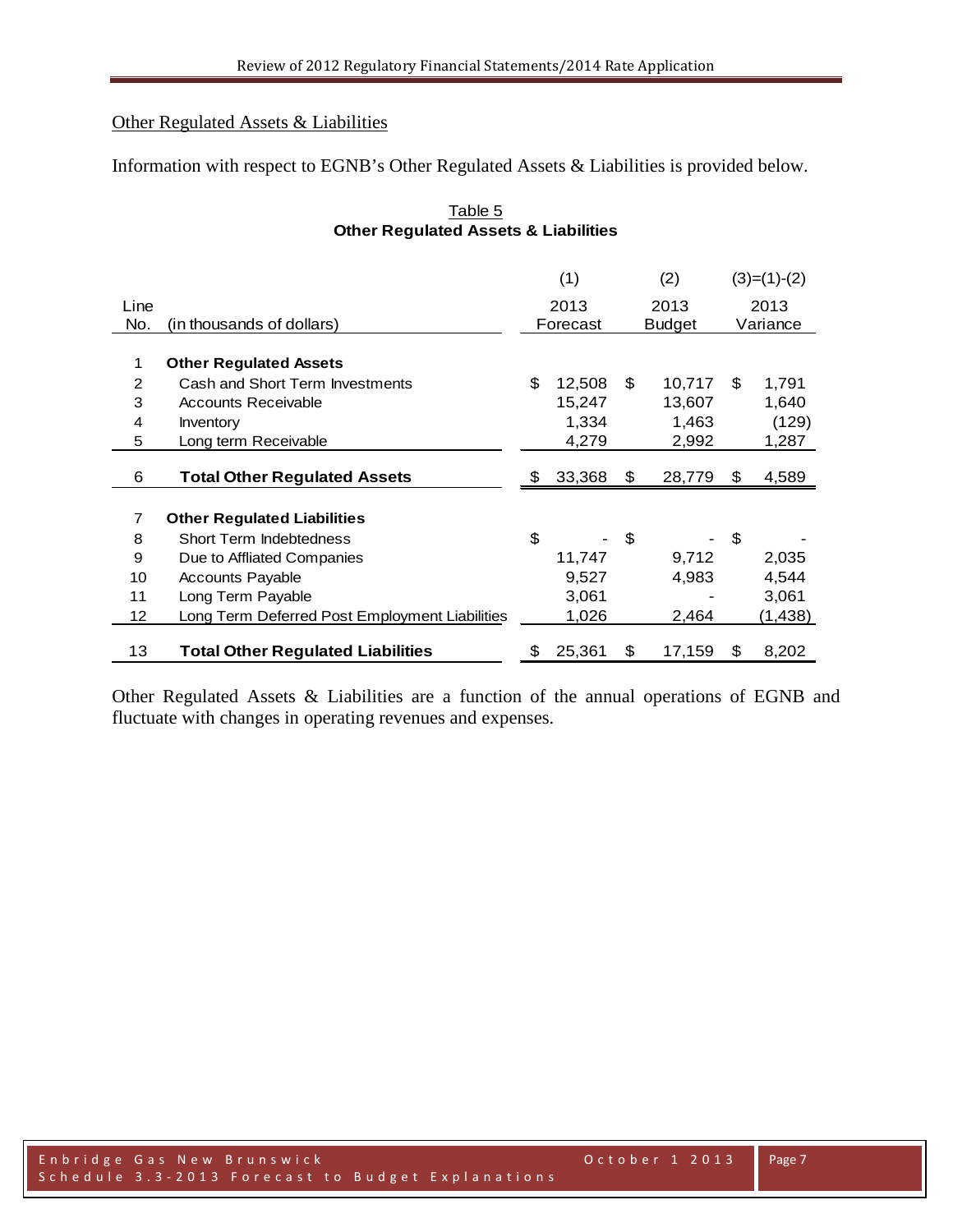## Other Regulated Assets & Liabilities

Information with respect to EGNB's Other Regulated Assets & Liabilities is provided below.

Table 5
**Other Regulated Assets & Liabilities**

| Line No. | (in thousands of dollars) | (1) 2013 Forecast | (2) 2013 Budget | (3)=(1)-(2) 2013 Variance |
|---|---|---|---|---|
| 1 | **Other Regulated Assets** | | | |
| 2 | Cash and Short Term Investments | $ 12,508 | $ 10,717 | $ 1,791 |
| 3 | Accounts Receivable | 15,247 | 13,607 | 1,640 |
| 4 | Inventory | 1,334 | 1,463 | (129) |
| 5 | Long term Receivable | 4,279 | 2,992 | 1,287 |
| 6 | **Total Other Regulated Assets** | $ 33,368 | $ 28,779 | $ 4,589 |
| 7 | **Other Regulated Liabilities** | | | |
| 8 | Short Term Indebtedness | $ - | $ - | $ - |
| 9 | Due to Affliated Companies | 11,747 | 9,712 | 2,035 |
| 10 | Accounts Payable | 9,527 | 4,983 | 4,544 |
| 11 | Long Term Payable | 3,061 | - | 3,061 |
| 12 | Long Term Deferred Post Employment Liabilities | 1,026 | 2,464 | (1,438) |
| 13 | **Total Other Regulated Liabilities** | $ 25,361 | $ 17,159 | $ 8,202 |

Other Regulated Assets & Liabilities are a function of the annual operations of EGNB and fluctuate with changes in operating revenues and expenses.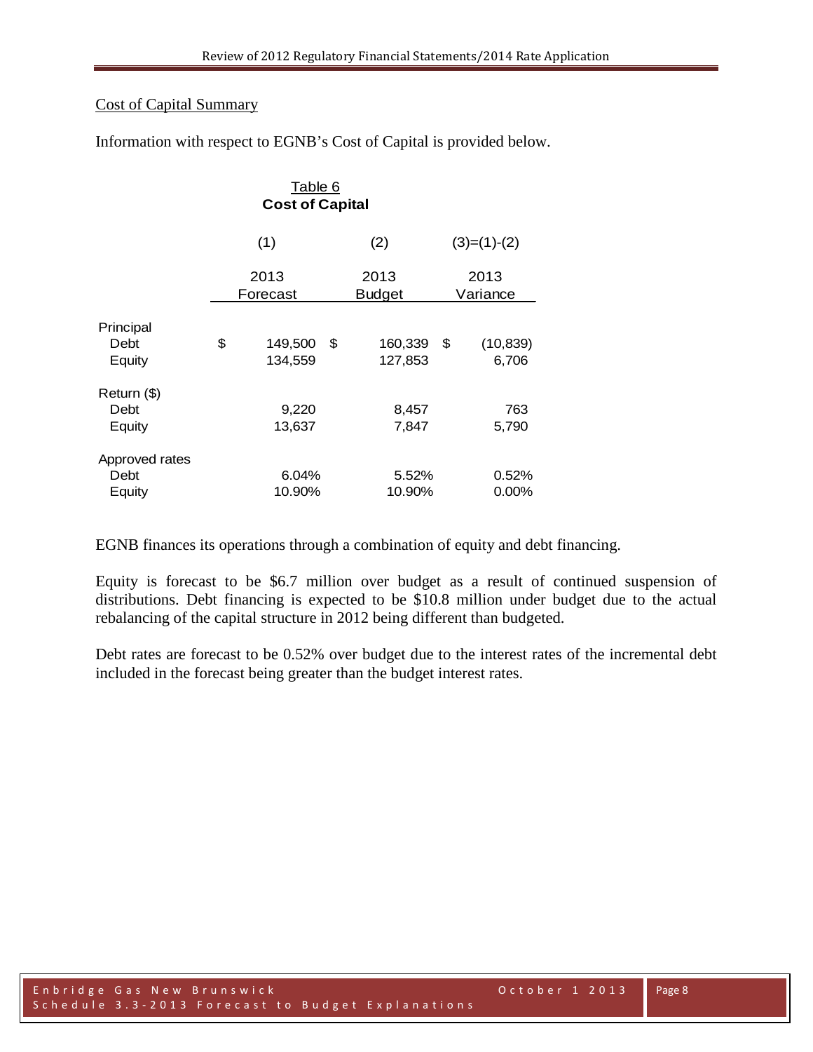## Cost of Capital Summary

Information with respect to EGNB's Cost of Capital is provided below.

Table 6
**Cost of Capital**

| | (1) | (2) | (3)=(1)-(2) |
|---|---|---|---|
| | 2013 Forecast | 2013 Budget | 2013 Variance |
| Principal | | | |
| Debt | $ 149,500 | $ 160,339 | $ (10,839) |
| Equity | 134,559 | 127,853 | 6,706 |
| Return ($) | | | |
| Debt | 9,220 | 8,457 | 763 |
| Equity | 13,637 | 7,847 | 5,790 |
| Approved rates | | | |
| Debt | 6.04% | 5.52% | 0.52% |
| Equity | 10.90% | 10.90% | 0.00% |

EGNB finances its operations through a combination of equity and debt financing.

Equity is forecast to be $6.7 million over budget as a result of continued suspension of distributions. Debt financing is expected to be $10.8 million under budget due to the actual rebalancing of the capital structure in 2012 being different than budgeted.

Debt rates are forecast to be 0.52% over budget due to the interest rates of the incremental debt included in the forecast being greater than the budget interest rates.